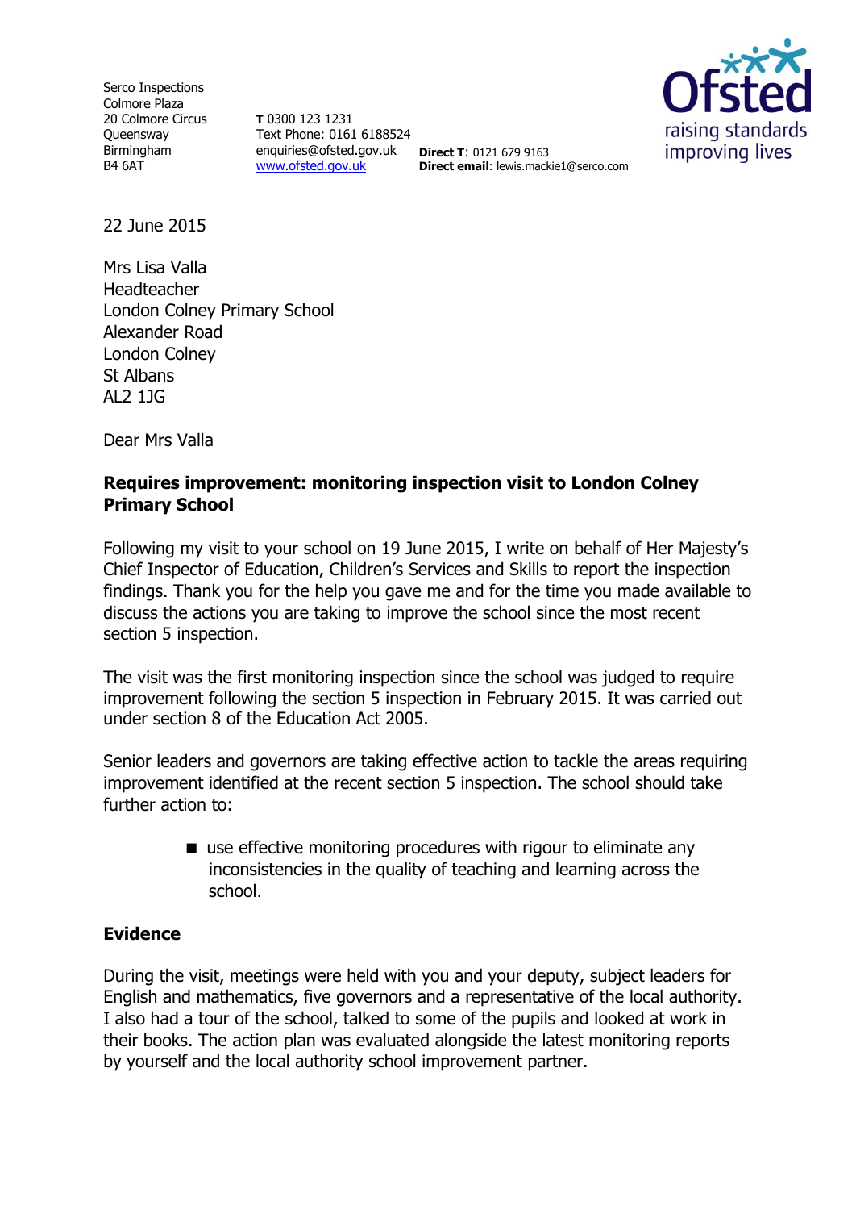Serco Inspections
Colmore Plaza
20 Colmore Circus
Queensway
Birmingham
B4 6AT

**T** 0300 123 1231
Text Phone: 0161 6188524
enquiries@ofsted.gov.uk
www.ofsted.gov.uk

**Direct T**: 0121 679 9163
**Direct email**: lewis.mackie1@serco.com

Ofsted
raising standards
improving lives

22 June 2015

Mrs Lisa Valla
Headteacher
London Colney Primary School
Alexander Road
London Colney
St Albans
AL2 1JG

Dear Mrs Valla

**Requires improvement: monitoring inspection visit to London Colney Primary School**

Following my visit to your school on 19 June 2015, I write on behalf of Her Majesty's Chief Inspector of Education, Children's Services and Skills to report the inspection findings. Thank you for the help you gave me and for the time you made available to discuss the actions you are taking to improve the school since the most recent section 5 inspection.

The visit was the first monitoring inspection since the school was judged to require improvement following the section 5 inspection in February 2015. It was carried out under section 8 of the Education Act 2005.

Senior leaders and governors are taking effective action to tackle the areas requiring improvement identified at the recent section 5 inspection. The school should take further action to:

- use effective monitoring procedures with rigour to eliminate any inconsistencies in the quality of teaching and learning across the school.

## Evidence

During the visit, meetings were held with you and your deputy, subject leaders for English and mathematics, five governors and a representative of the local authority. I also had a tour of the school, talked to some of the pupils and looked at work in their books. The action plan was evaluated alongside the latest monitoring reports by yourself and the local authority school improvement partner.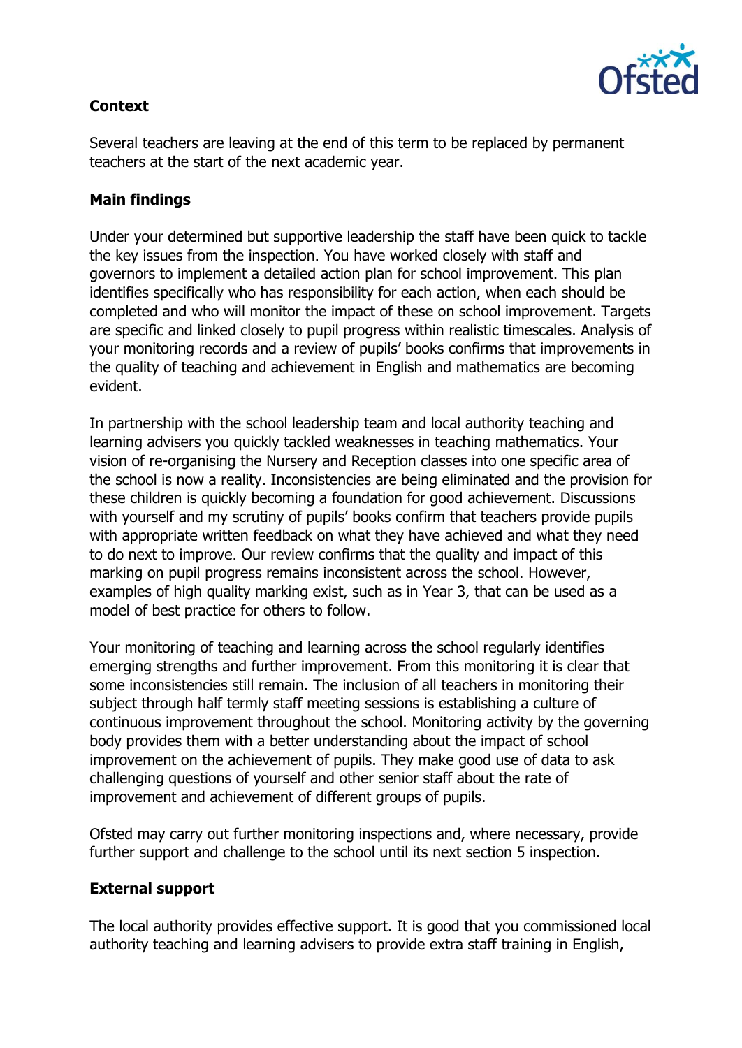**Context**

Several teachers are leaving at the end of this term to be replaced by permanent teachers at the start of the next academic year.

**Main findings**

Under your determined but supportive leadership the staff have been quick to tackle the key issues from the inspection. You have worked closely with staff and governors to implement a detailed action plan for school improvement. This plan identifies specifically who has responsibility for each action, when each should be completed and who will monitor the impact of these on school improvement. Targets are specific and linked closely to pupil progress within realistic timescales. Analysis of your monitoring records and a review of pupils' books confirms that improvements in the quality of teaching and achievement in English and mathematics are becoming evident.

In partnership with the school leadership team and local authority teaching and learning advisers you quickly tackled weaknesses in teaching mathematics. Your vision of re-organising the Nursery and Reception classes into one specific area of the school is now a reality. Inconsistencies are being eliminated and the provision for these children is quickly becoming a foundation for good achievement. Discussions with yourself and my scrutiny of pupils' books confirm that teachers provide pupils with appropriate written feedback on what they have achieved and what they need to do next to improve. Our review confirms that the quality and impact of this marking on pupil progress remains inconsistent across the school. However, examples of high quality marking exist, such as in Year 3, that can be used as a model of best practice for others to follow.

Your monitoring of teaching and learning across the school regularly identifies emerging strengths and further improvement. From this monitoring it is clear that some inconsistencies still remain. The inclusion of all teachers in monitoring their subject through half termly staff meeting sessions is establishing a culture of continuous improvement throughout the school. Monitoring activity by the governing body provides them with a better understanding about the impact of school improvement on the achievement of pupils. They make good use of data to ask challenging questions of yourself and other senior staff about the rate of improvement and achievement of different groups of pupils.

Ofsted may carry out further monitoring inspections and, where necessary, provide further support and challenge to the school until its next section 5 inspection.

**External support**

The local authority provides effective support. It is good that you commissioned local authority teaching and learning advisers to provide extra staff training in English,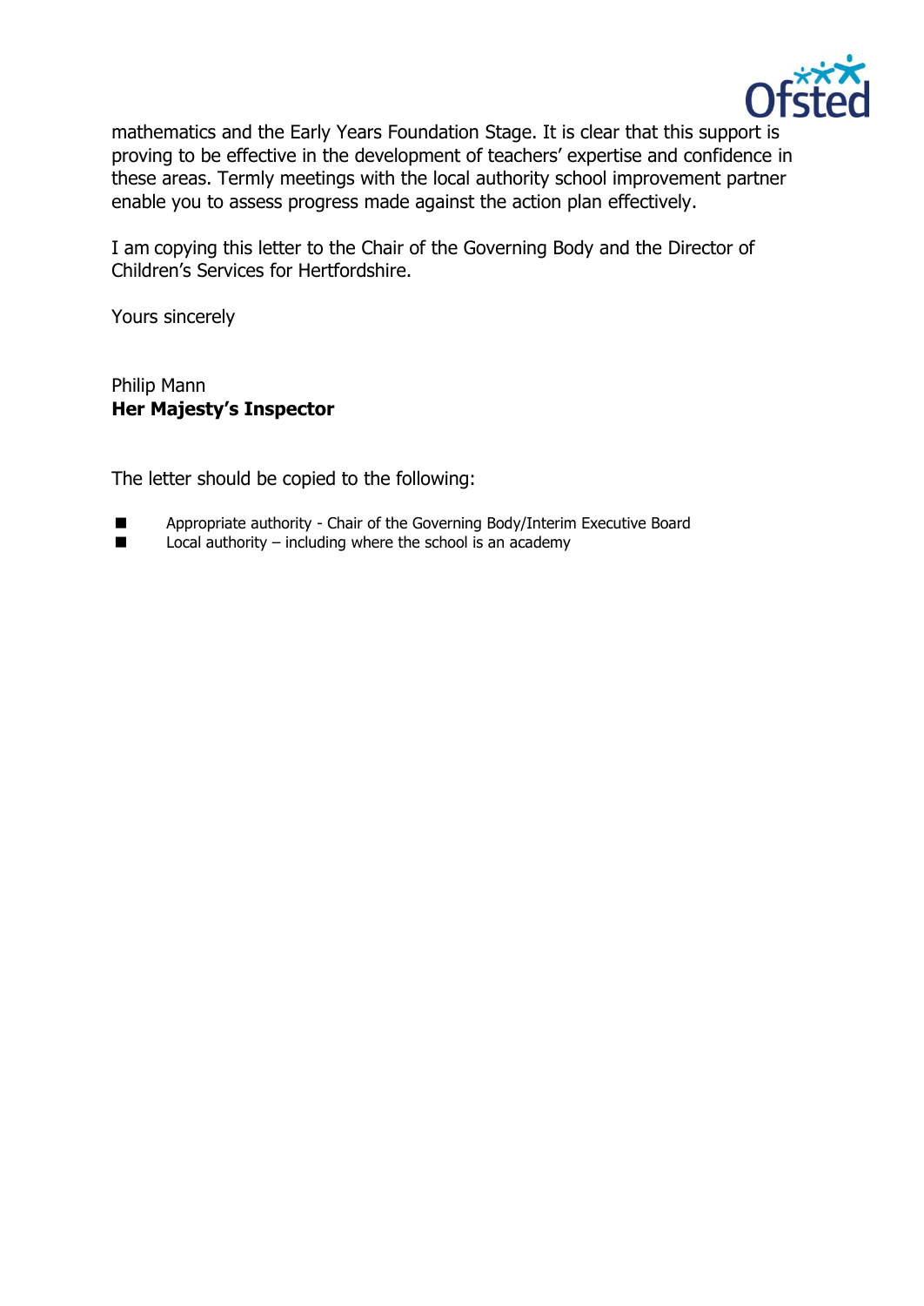mathematics and the Early Years Foundation Stage. It is clear that this support is proving to be effective in the development of teachers' expertise and confidence in these areas. Termly meetings with the local authority school improvement partner enable you to assess progress made against the action plan effectively.

I am copying this letter to the Chair of the Governing Body and the Director of Children's Services for Hertfordshire.

Yours sincerely

Philip Mann
**Her Majesty's Inspector**

The letter should be copied to the following:

- Appropriate authority - Chair of the Governing Body/Interim Executive Board
- Local authority – including where the school is an academy